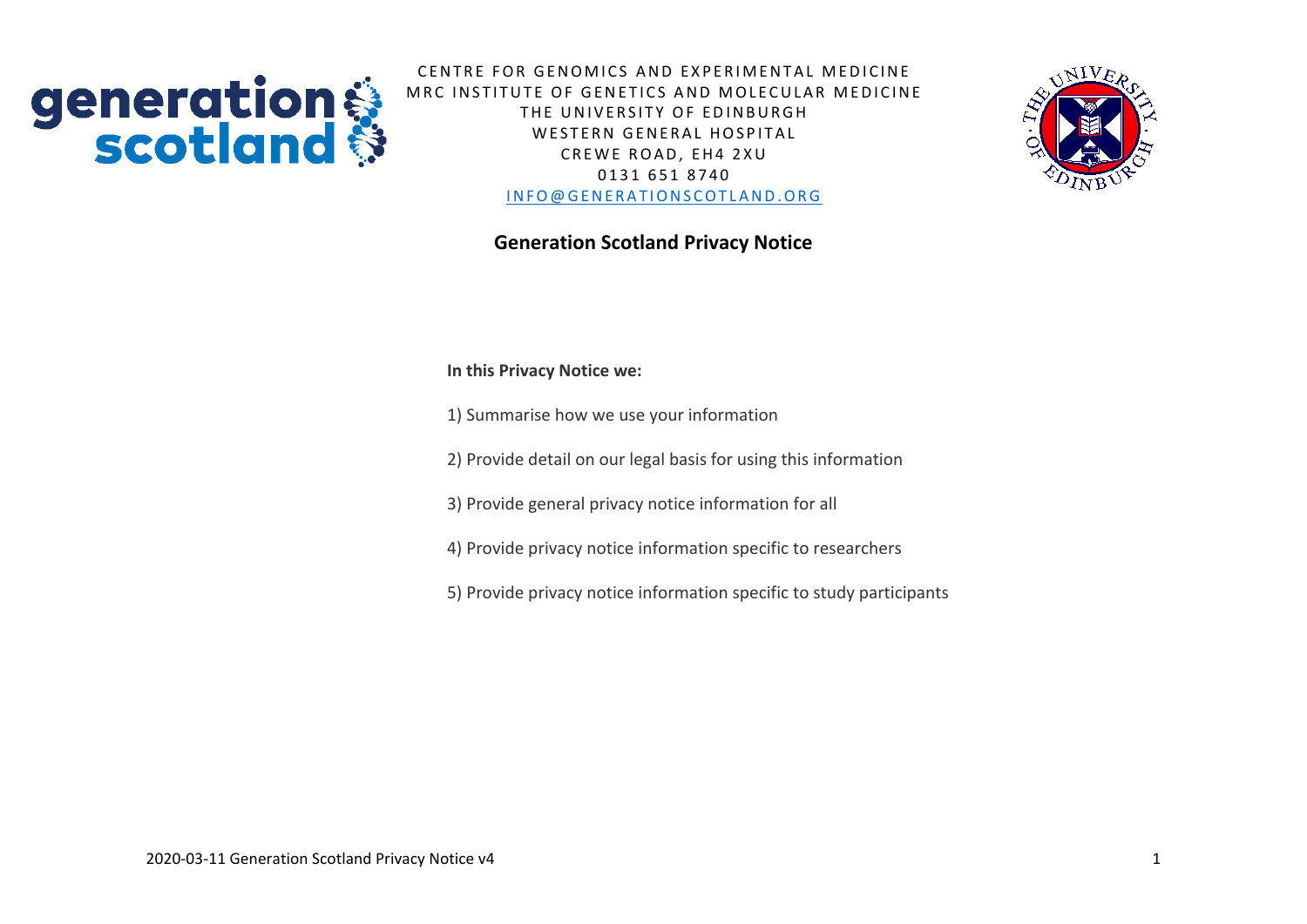CENTRE FOR GENOMICS AND EXPERIMENTAL MEDICINE
MRC INSTITUTE OF GENETICS AND MOLECULAR MEDICINE
THE UNIVERSITY OF EDINBURGH
WESTERN GENERAL HOSPITAL
CREWE ROAD, EH4 2XU
0131 651 8740
INFO@GENERATIONSCOTLAND.ORG

# Generation Scotland Privacy Notice

**In this Privacy Notice we:**

1) Summarise how we use your information

2) Provide detail on our legal basis for using this information

3) Provide general privacy notice information for all

4) Provide privacy notice information specific to researchers

5) Provide privacy notice information specific to study participants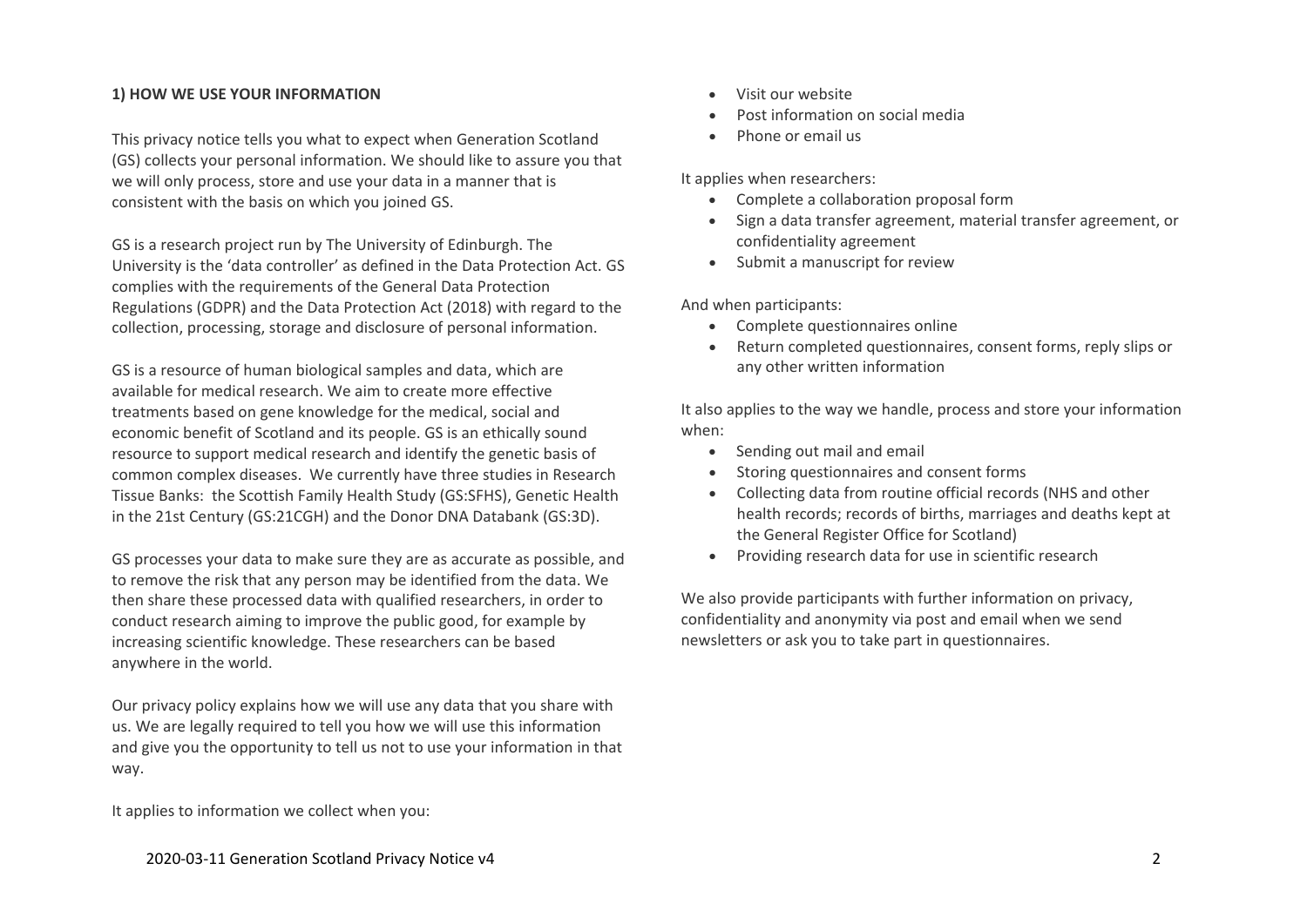**1) HOW WE USE YOUR INFORMATION**

This privacy notice tells you what to expect when Generation Scotland (GS) collects your personal information. We should like to assure you that we will only process, store and use your data in a manner that is consistent with the basis on which you joined GS.

GS is a research project run by The University of Edinburgh. The University is the 'data controller' as defined in the Data Protection Act. GS complies with the requirements of the General Data Protection Regulations (GDPR) and the Data Protection Act (2018) with regard to the collection, processing, storage and disclosure of personal information.

GS is a resource of human biological samples and data, which are available for medical research. We aim to create more effective treatments based on gene knowledge for the medical, social and economic benefit of Scotland and its people. GS is an ethically sound resource to support medical research and identify the genetic basis of common complex diseases. We currently have three studies in Research Tissue Banks: the Scottish Family Health Study (GS:SFHS), Genetic Health in the 21st Century (GS:21CGH) and the Donor DNA Databank (GS:3D).

GS processes your data to make sure they are as accurate as possible, and to remove the risk that any person may be identified from the data. We then share these processed data with qualified researchers, in order to conduct research aiming to improve the public good, for example by increasing scientific knowledge. These researchers can be based anywhere in the world.

Our privacy policy explains how we will use any data that you share with us. We are legally required to tell you how we will use this information and give you the opportunity to tell us not to use your information in that way.

It applies to information we collect when you:

- Visit our website
- Post information on social media
- Phone or email us

It applies when researchers:

- Complete a collaboration proposal form
- Sign a data transfer agreement, material transfer agreement, or confidentiality agreement
- Submit a manuscript for review

And when participants:

- Complete questionnaires online
- Return completed questionnaires, consent forms, reply slips or any other written information

It also applies to the way we handle, process and store your information when:

- Sending out mail and email
- Storing questionnaires and consent forms
- Collecting data from routine official records (NHS and other health records; records of births, marriages and deaths kept at the General Register Office for Scotland)
- Providing research data for use in scientific research

We also provide participants with further information on privacy, confidentiality and anonymity via post and email when we send newsletters or ask you to take part in questionnaires.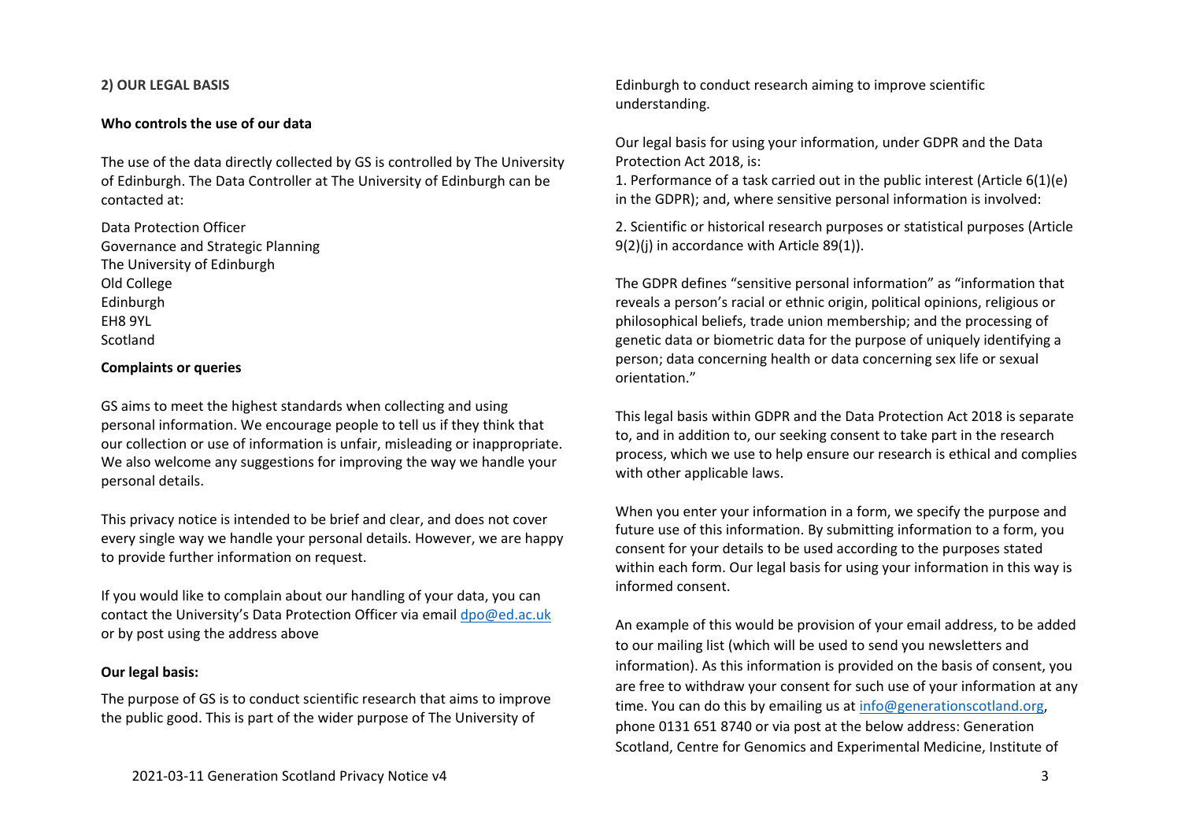**2) OUR LEGAL BASIS**

**Who controls the use of our data**

The use of the data directly collected by GS is controlled by The University of Edinburgh. The Data Controller at The University of Edinburgh can be contacted at:

Data Protection Officer
Governance and Strategic Planning
The University of Edinburgh
Old College
Edinburgh
EH8 9YL
Scotland

**Complaints or queries**

GS aims to meet the highest standards when collecting and using personal information. We encourage people to tell us if they think that our collection or use of information is unfair, misleading or inappropriate. We also welcome any suggestions for improving the way we handle your personal details.

This privacy notice is intended to be brief and clear, and does not cover every single way we handle your personal details. However, we are happy to provide further information on request.

If you would like to complain about our handling of your data, you can contact the University's Data Protection Officer via email [dpo@ed.ac.uk](mailto:dpo@ed.ac.uk) or by post using the address above

**Our legal basis:**

The purpose of GS is to conduct scientific research that aims to improve the public good. This is part of the wider purpose of The University of Edinburgh to conduct research aiming to improve scientific understanding.

Our legal basis for using your information, under GDPR and the Data Protection Act 2018, is:

1. Performance of a task carried out in the public interest (Article 6(1)(e) in the GDPR); and, where sensitive personal information is involved:

2. Scientific or historical research purposes or statistical purposes (Article 9(2)(j) in accordance with Article 89(1)).

The GDPR defines "sensitive personal information" as "information that reveals a person's racial or ethnic origin, political opinions, religious or philosophical beliefs, trade union membership; and the processing of genetic data or biometric data for the purpose of uniquely identifying a person; data concerning health or data concerning sex life or sexual orientation."

This legal basis within GDPR and the Data Protection Act 2018 is separate to, and in addition to, our seeking consent to take part in the research process, which we use to help ensure our research is ethical and complies with other applicable laws.

When you enter your information in a form, we specify the purpose and future use of this information. By submitting information to a form, you consent for your details to be used according to the purposes stated within each form. Our legal basis for using your information in this way is informed consent.

An example of this would be provision of your email address, to be added to our mailing list (which will be used to send you newsletters and information). As this information is provided on the basis of consent, you are free to withdraw your consent for such use of your information at any time. You can do this by emailing us at [info@generationscotland.org](mailto:info@generationscotland.org), phone 0131 651 8740 or via post at the below address: Generation Scotland, Centre for Genomics and Experimental Medicine, Institute of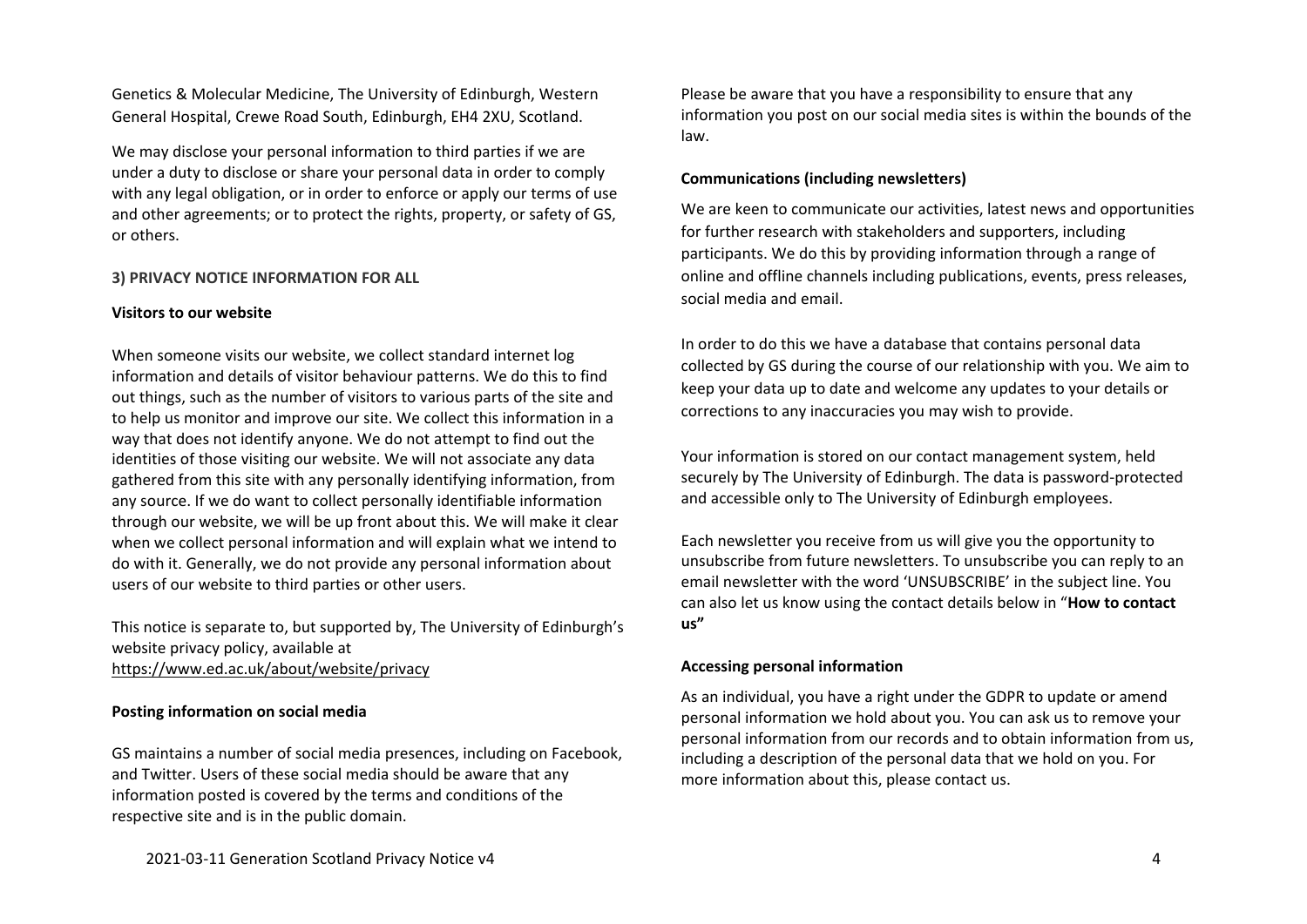Genetics & Molecular Medicine, The University of Edinburgh, Western General Hospital, Crewe Road South, Edinburgh, EH4 2XU, Scotland.

We may disclose your personal information to third parties if we are under a duty to disclose or share your personal data in order to comply with any legal obligation, or in order to enforce or apply our terms of use and other agreements; or to protect the rights, property, or safety of GS, or others.

## 3) PRIVACY NOTICE INFORMATION FOR ALL

### Visitors to our website

When someone visits our website, we collect standard internet log information and details of visitor behaviour patterns. We do this to find out things, such as the number of visitors to various parts of the site and to help us monitor and improve our site. We collect this information in a way that does not identify anyone. We do not attempt to find out the identities of those visiting our website. We will not associate any data gathered from this site with any personally identifying information, from any source. If we do want to collect personally identifiable information through our website, we will be up front about this. We will make it clear when we collect personal information and will explain what we intend to do with it. Generally, we do not provide any personal information about users of our website to third parties or other users.

This notice is separate to, but supported by, The University of Edinburgh's website privacy policy, available at https://www.ed.ac.uk/about/website/privacy

### Posting information on social media

GS maintains a number of social media presences, including on Facebook, and Twitter. Users of these social media should be aware that any information posted is covered by the terms and conditions of the respective site and is in the public domain.

Please be aware that you have a responsibility to ensure that any information you post on our social media sites is within the bounds of the law.

### Communications (including newsletters)

We are keen to communicate our activities, latest news and opportunities for further research with stakeholders and supporters, including participants. We do this by providing information through a range of online and offline channels including publications, events, press releases, social media and email.

In order to do this we have a database that contains personal data collected by GS during the course of our relationship with you. We aim to keep your data up to date and welcome any updates to your details or corrections to any inaccuracies you may wish to provide.

Your information is stored on our contact management system, held securely by The University of Edinburgh. The data is password-protected and accessible only to The University of Edinburgh employees.

Each newsletter you receive from us will give you the opportunity to unsubscribe from future newsletters. To unsubscribe you can reply to an email newsletter with the word 'UNSUBSCRIBE' in the subject line. You can also let us know using the contact details below in "**How to contact us**"

### Accessing personal information

As an individual, you have a right under the GDPR to update or amend personal information we hold about you. You can ask us to remove your personal information from our records and to obtain information from us, including a description of the personal data that we hold on you. For more information about this, please contact us.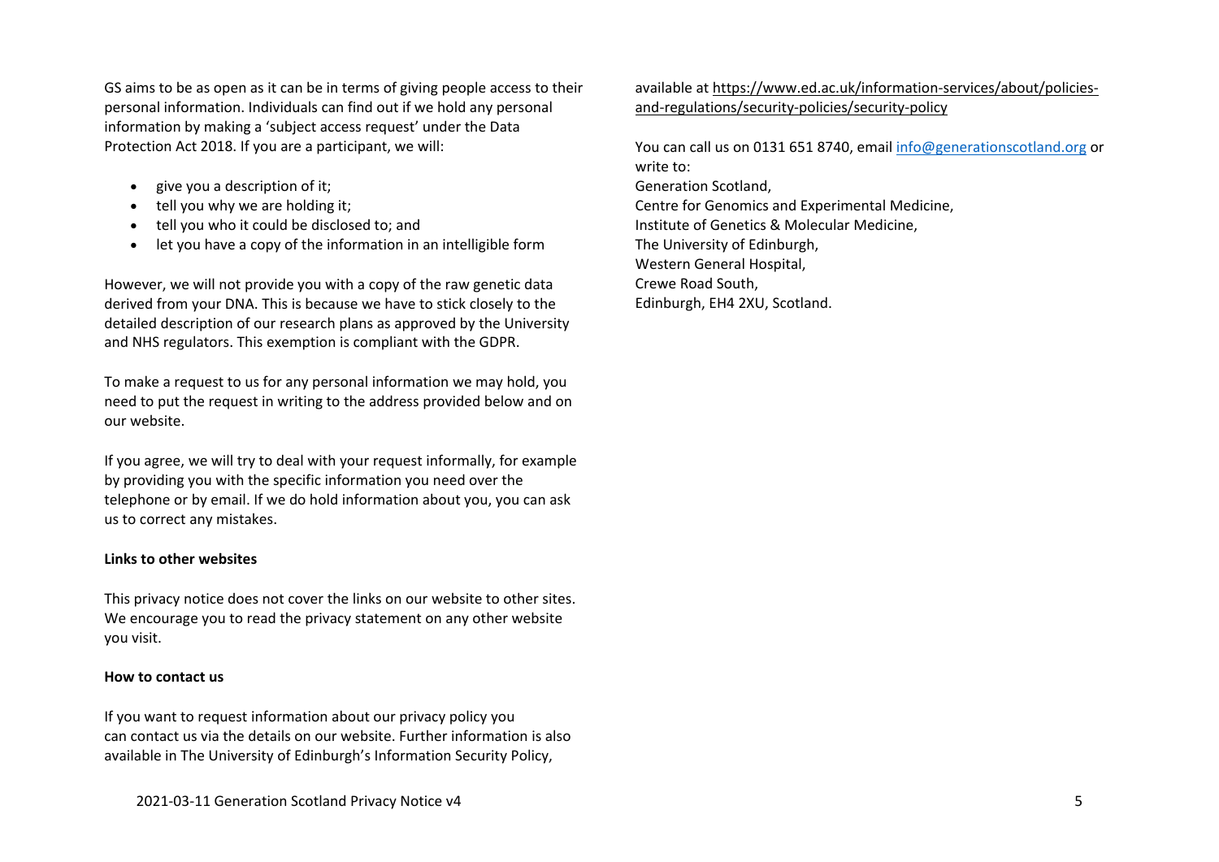GS aims to be as open as it can be in terms of giving people access to their personal information. Individuals can find out if we hold any personal information by making a 'subject access request' under the Data Protection Act 2018. If you are a participant, we will:

- give you a description of it;
- tell you why we are holding it;
- tell you who it could be disclosed to; and
- let you have a copy of the information in an intelligible form

However, we will not provide you with a copy of the raw genetic data derived from your DNA. This is because we have to stick closely to the detailed description of our research plans as approved by the University and NHS regulators. This exemption is compliant with the GDPR.

To make a request to us for any personal information we may hold, you need to put the request in writing to the address provided below and on our website.

If you agree, we will try to deal with your request informally, for example by providing you with the specific information you need over the telephone or by email. If we do hold information about you, you can ask us to correct any mistakes.

**Links to other websites**

This privacy notice does not cover the links on our website to other sites. We encourage you to read the privacy statement on any other website you visit.

**How to contact us**

If you want to request information about our privacy policy you can contact us via the details on our website. Further information is also available in The University of Edinburgh's Information Security Policy, available at https://www.ed.ac.uk/information-services/about/policies-and-regulations/security-policies/security-policy

You can call us on 0131 651 8740, email info@generationscotland.org or write to:
Generation Scotland,
Centre for Genomics and Experimental Medicine,
Institute of Genetics & Molecular Medicine,
The University of Edinburgh,
Western General Hospital,
Crewe Road South,
Edinburgh, EH4 2XU, Scotland.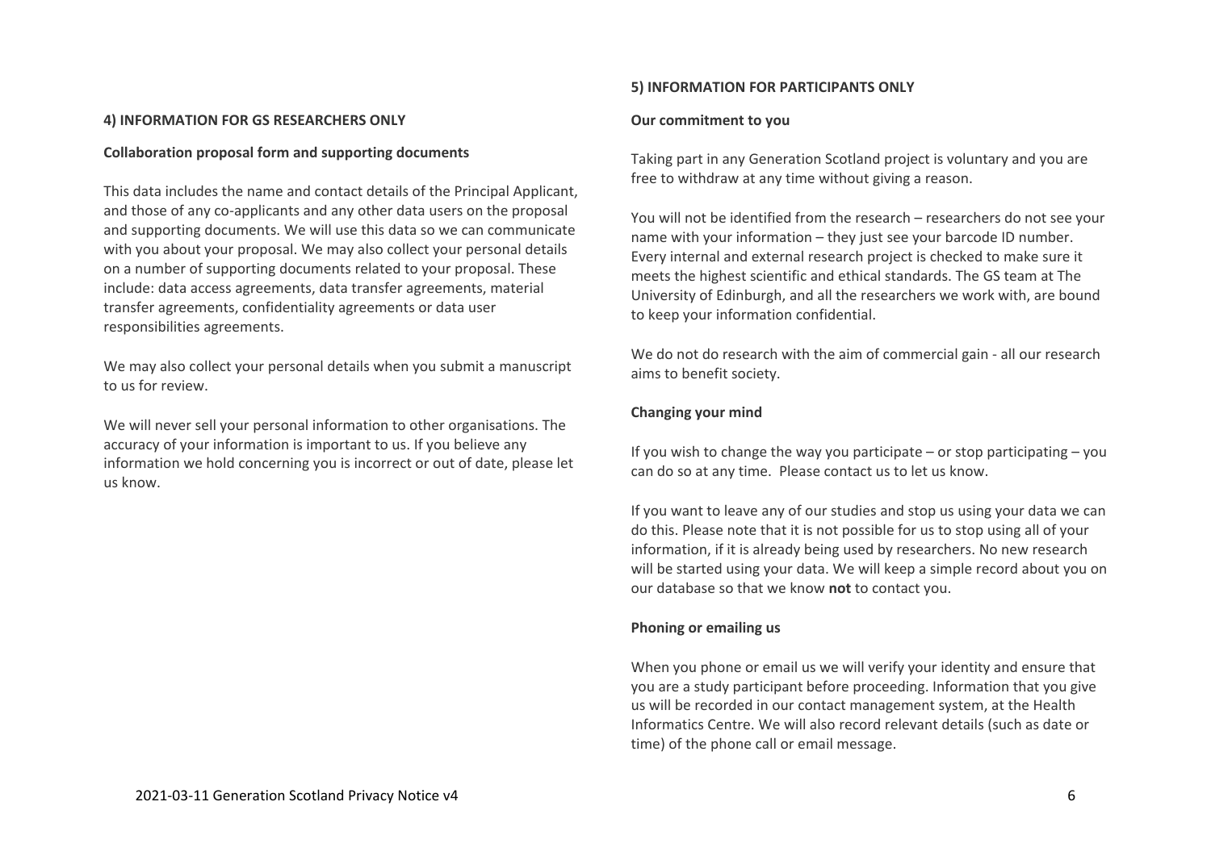## 4) INFORMATION FOR GS RESEARCHERS ONLY

### Collaboration proposal form and supporting documents

This data includes the name and contact details of the Principal Applicant, and those of any co-applicants and any other data users on the proposal and supporting documents. We will use this data so we can communicate with you about your proposal. We may also collect your personal details on a number of supporting documents related to your proposal. These include: data access agreements, data transfer agreements, material transfer agreements, confidentiality agreements or data user responsibilities agreements.

We may also collect your personal details when you submit a manuscript to us for review.

We will never sell your personal information to other organisations. The accuracy of your information is important to us. If you believe any information we hold concerning you is incorrect or out of date, please let us know.

## 5) INFORMATION FOR PARTICIPANTS ONLY

### Our commitment to you

Taking part in any Generation Scotland project is voluntary and you are free to withdraw at any time without giving a reason.

You will not be identified from the research – researchers do not see your name with your information – they just see your barcode ID number. Every internal and external research project is checked to make sure it meets the highest scientific and ethical standards. The GS team at The University of Edinburgh, and all the researchers we work with, are bound to keep your information confidential.

We do not do research with the aim of commercial gain - all our research aims to benefit society.

### Changing your mind

If you wish to change the way you participate – or stop participating – you can do so at any time. Please contact us to let us know.

If you want to leave any of our studies and stop us using your data we can do this. Please note that it is not possible for us to stop using all of your information, if it is already being used by researchers. No new research will be started using your data. We will keep a simple record about you on our database so that we know **not** to contact you.

### Phoning or emailing us

When you phone or email us we will verify your identity and ensure that you are a study participant before proceeding. Information that you give us will be recorded in our contact management system, at the Health Informatics Centre. We will also record relevant details (such as date or time) of the phone call or email message.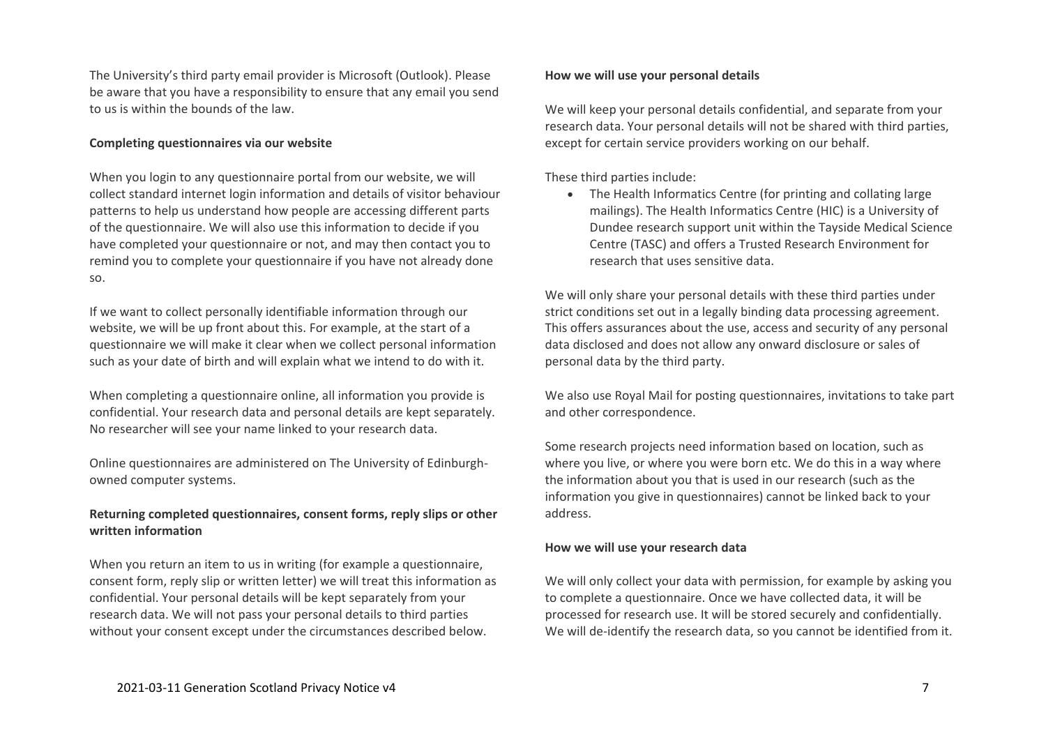The University's third party email provider is Microsoft (Outlook). Please be aware that you have a responsibility to ensure that any email you send to us is within the bounds of the law.

**Completing questionnaires via our website**

When you login to any questionnaire portal from our website, we will collect standard internet login information and details of visitor behaviour patterns to help us understand how people are accessing different parts of the questionnaire. We will also use this information to decide if you have completed your questionnaire or not, and may then contact you to remind you to complete your questionnaire if you have not already done so.

If we want to collect personally identifiable information through our website, we will be up front about this. For example, at the start of a questionnaire we will make it clear when we collect personal information such as your date of birth and will explain what we intend to do with it.

When completing a questionnaire online, all information you provide is confidential. Your research data and personal details are kept separately. No researcher will see your name linked to your research data.

Online questionnaires are administered on The University of Edinburgh-owned computer systems.

**Returning completed questionnaires, consent forms, reply slips or other written information**

When you return an item to us in writing (for example a questionnaire, consent form, reply slip or written letter) we will treat this information as confidential. Your personal details will be kept separately from your research data. We will not pass your personal details to third parties without your consent except under the circumstances described below.

**How we will use your personal details**

We will keep your personal details confidential, and separate from your research data. Your personal details will not be shared with third parties, except for certain service providers working on our behalf.

These third parties include:

- The Health Informatics Centre (for printing and collating large mailings). The Health Informatics Centre (HIC) is a University of Dundee research support unit within the Tayside Medical Science Centre (TASC) and offers a Trusted Research Environment for research that uses sensitive data.

We will only share your personal details with these third parties under strict conditions set out in a legally binding data processing agreement. This offers assurances about the use, access and security of any personal data disclosed and does not allow any onward disclosure or sales of personal data by the third party.

We also use Royal Mail for posting questionnaires, invitations to take part and other correspondence.

Some research projects need information based on location, such as where you live, or where you were born etc. We do this in a way where the information about you that is used in our research (such as the information you give in questionnaires) cannot be linked back to your address.

**How we will use your research data**

We will only collect your data with permission, for example by asking you to complete a questionnaire. Once we have collected data, it will be processed for research use. It will be stored securely and confidentially. We will de-identify the research data, so you cannot be identified from it.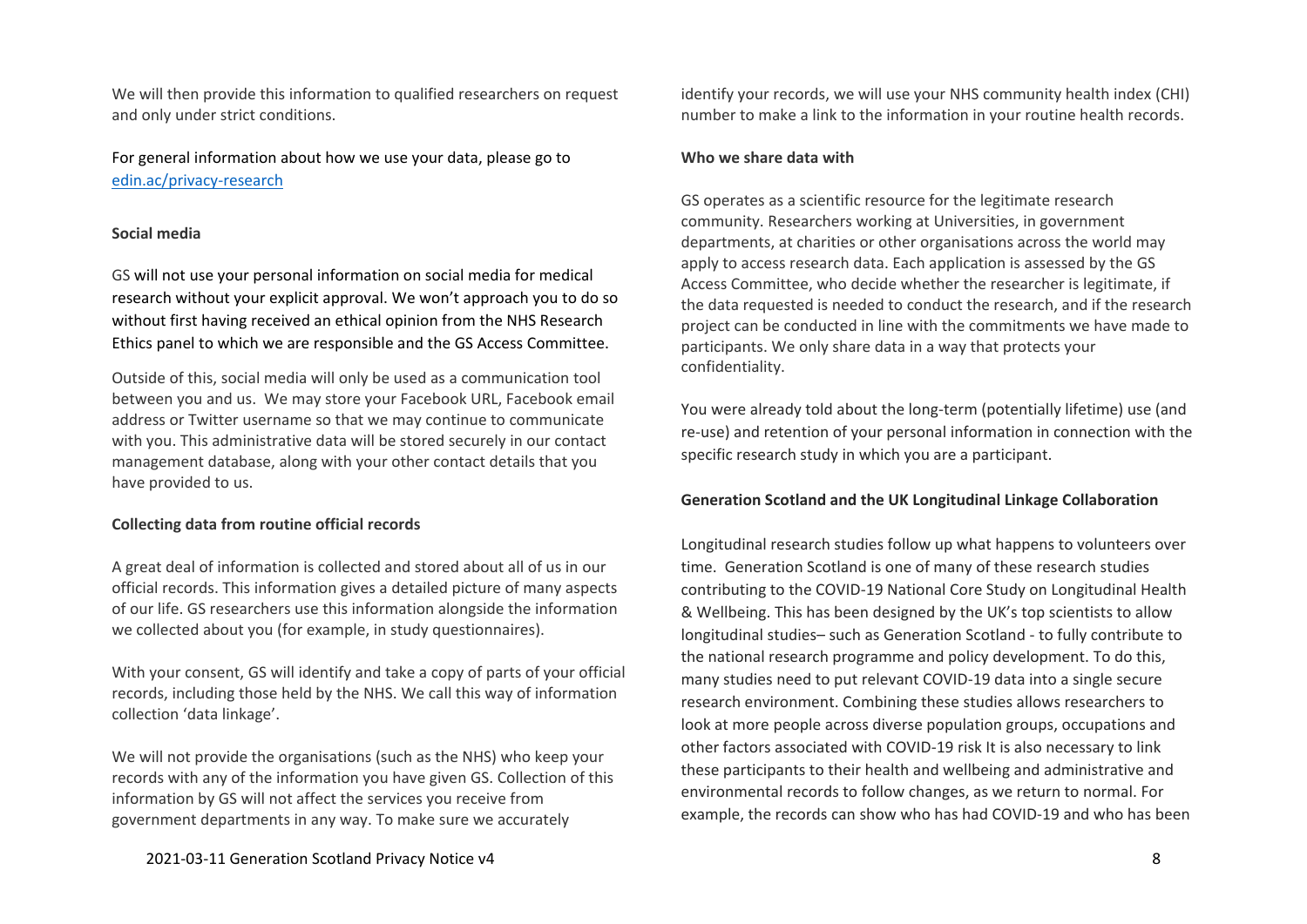We will then provide this information to qualified researchers on request and only under strict conditions.

For general information about how we use your data, please go to [edin.ac/privacy-research](edin.ac/privacy-research)

**Social media**

GS will not use your personal information on social media for medical research without your explicit approval. We won't approach you to do so without first having received an ethical opinion from the NHS Research Ethics panel to which we are responsible and the GS Access Committee.

Outside of this, social media will only be used as a communication tool between you and us.  We may store your Facebook URL, Facebook email address or Twitter username so that we may continue to communicate with you. This administrative data will be stored securely in our contact management database, along with your other contact details that you have provided to us.

**Collecting data from routine official records**

A great deal of information is collected and stored about all of us in our official records. This information gives a detailed picture of many aspects of our life. GS researchers use this information alongside the information we collected about you (for example, in study questionnaires).

With your consent, GS will identify and take a copy of parts of your official records, including those held by the NHS. We call this way of information collection 'data linkage'.

We will not provide the organisations (such as the NHS) who keep your records with any of the information you have given GS. Collection of this information by GS will not affect the services you receive from government departments in any way. To make sure we accurately identify your records, we will use your NHS community health index (CHI) number to make a link to the information in your routine health records.

**Who we share data with**

GS operates as a scientific resource for the legitimate research community. Researchers working at Universities, in government departments, at charities or other organisations across the world may apply to access research data. Each application is assessed by the GS Access Committee, who decide whether the researcher is legitimate, if the data requested is needed to conduct the research, and if the research project can be conducted in line with the commitments we have made to participants. We only share data in a way that protects your confidentiality.

You were already told about the long-term (potentially lifetime) use (and re-use) and retention of your personal information in connection with the specific research study in which you are a participant.

**Generation Scotland and the UK Longitudinal Linkage Collaboration**

Longitudinal research studies follow up what happens to volunteers over time.  Generation Scotland is one of many of these research studies contributing to the COVID-19 National Core Study on Longitudinal Health & Wellbeing. This has been designed by the UK's top scientists to allow longitudinal studies– such as Generation Scotland - to fully contribute to the national research programme and policy development. To do this, many studies need to put relevant COVID-19 data into a single secure research environment. Combining these studies allows researchers to look at more people across diverse population groups, occupations and other factors associated with COVID-19 risk It is also necessary to link these participants to their health and wellbeing and administrative and environmental records to follow changes, as we return to normal. For example, the records can show who has had COVID-19 and who has been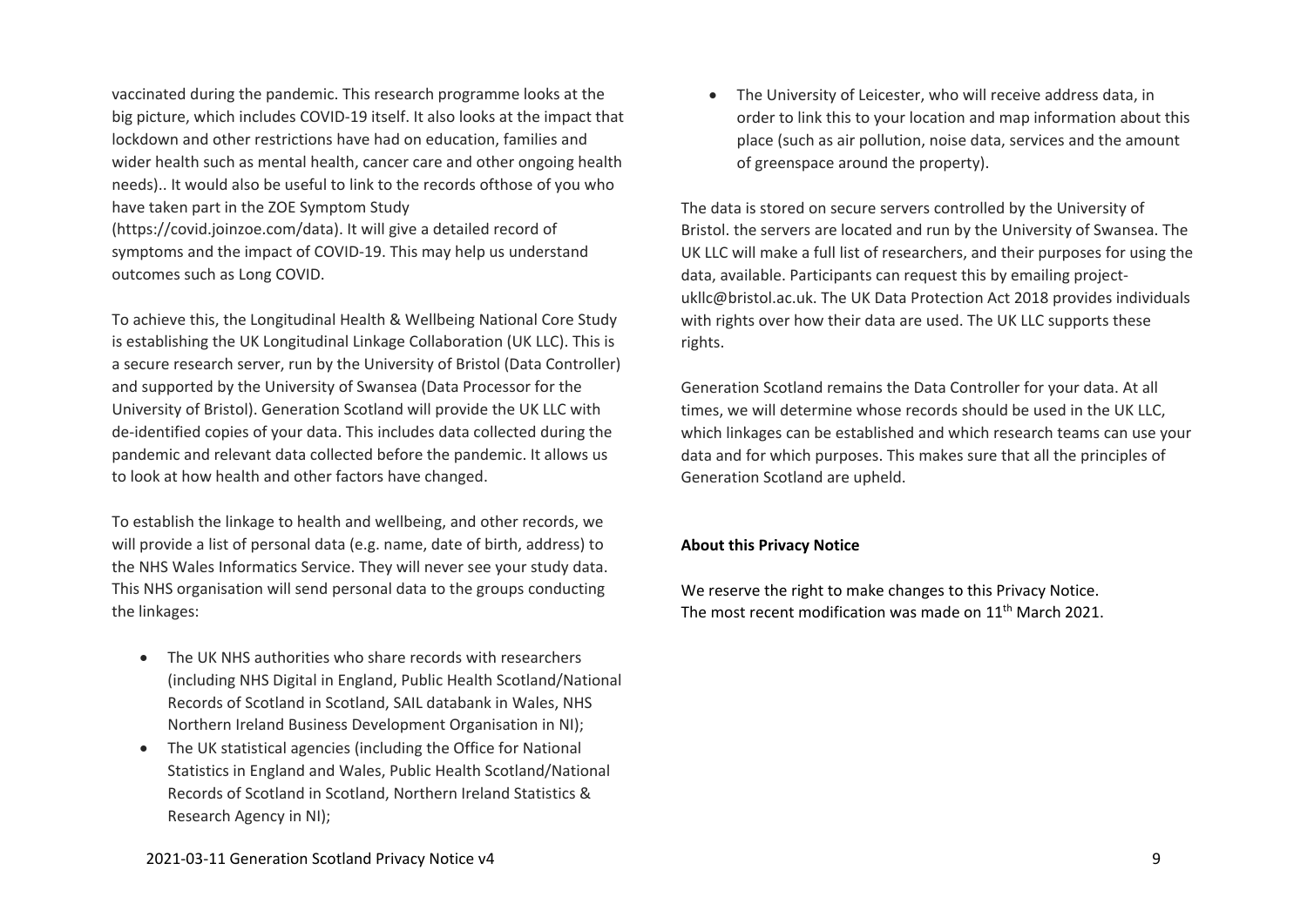vaccinated during the pandemic. This research programme looks at the big picture, which includes COVID-19 itself. It also looks at the impact that lockdown and other restrictions have had on education, families and wider health such as mental health, cancer care and other ongoing health needs).. It would also be useful to link to the records ofthose of you who have taken part in the ZOE Symptom Study (https://covid.joinzoe.com/data). It will give a detailed record of symptoms and the impact of COVID-19. This may help us understand outcomes such as Long COVID.

To achieve this, the Longitudinal Health & Wellbeing National Core Study is establishing the UK Longitudinal Linkage Collaboration (UK LLC). This is a secure research server, run by the University of Bristol (Data Controller) and supported by the University of Swansea (Data Processor for the University of Bristol). Generation Scotland will provide the UK LLC with de-identified copies of your data. This includes data collected during the pandemic and relevant data collected before the pandemic. It allows us to look at how health and other factors have changed.

To establish the linkage to health and wellbeing, and other records, we will provide a list of personal data (e.g. name, date of birth, address) to the NHS Wales Informatics Service. They will never see your study data. This NHS organisation will send personal data to the groups conducting the linkages:

- The UK NHS authorities who share records with researchers (including NHS Digital in England, Public Health Scotland/National Records of Scotland in Scotland, SAIL databank in Wales, NHS Northern Ireland Business Development Organisation in NI);
- The UK statistical agencies (including the Office for National Statistics in England and Wales, Public Health Scotland/National Records of Scotland in Scotland, Northern Ireland Statistics & Research Agency in NI);
- The University of Leicester, who will receive address data, in order to link this to your location and map information about this place (such as air pollution, noise data, services and the amount of greenspace around the property).

The data is stored on secure servers controlled by the University of Bristol. the servers are located and run by the University of Swansea. The UK LLC will make a full list of researchers, and their purposes for using the data, available. Participants can request this by emailing project-ukllc@bristol.ac.uk. The UK Data Protection Act 2018 provides individuals with rights over how their data are used. The UK LLC supports these rights.

Generation Scotland remains the Data Controller for your data. At all times, we will determine whose records should be used in the UK LLC, which linkages can be established and which research teams can use your data and for which purposes. This makes sure that all the principles of Generation Scotland are upheld.

**About this Privacy Notice**

We reserve the right to make changes to this Privacy Notice. The most recent modification was made on 11th March 2021.